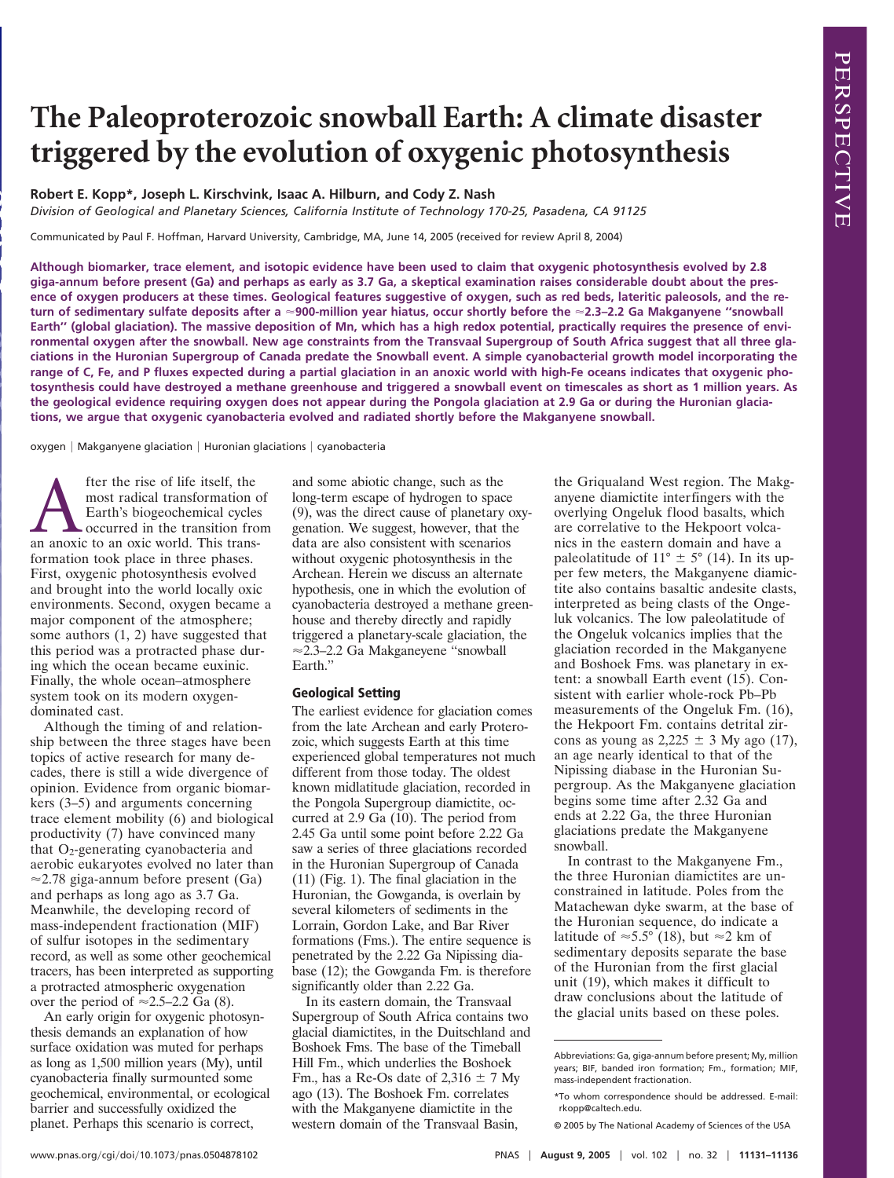# The Paleoproterozoic snowball Earth: A climate disaster triggered by the evolution of oxygenic photosynthesis

**Robert E. Kopp*, Joseph L. Kirschvink, Isaac A. Hilburn, and Cody Z. Nash**

*Division of Geological and Planetary Sciences, California Institute of Technology 170-25, Pasadena, CA 91125*

Communicated by Paul F. Hoffman, Harvard University, Cambridge, MA, June 14, 2005 (received for review April 8, 2004)

**Although biomarker, trace element, and isotopic evidence have been used to claim that oxygenic photosynthesis evolved by 2.8 giga-annum before present (Ga) and perhaps as early as 3.7 Ga, a skeptical examination raises considerable doubt about the presence of oxygen producers at these times. Geological features suggestive of oxygen, such as red beds, lateritic paleosols, and the return of sedimentary sulfate deposits after a ≈900-million year hiatus, occur shortly before the ≈2.3–2.2 Ga Makganyene ''snowball Earth'' (global glaciation). The massive deposition of Mn, which has a high redox potential, practically requires the presence of environmental oxygen after the snowball. New age constraints from the Transvaal Supergroup of South Africa suggest that all three glaciations in the Huronian Supergroup of Canada predate the Snowball event. A simple cyanobacterial growth model incorporating the range of C, Fe, and P fluxes expected during a partial glaciation in an anoxic world with high-Fe oceans indicates that oxygenic photosynthesis could have destroyed a methane greenhouse and triggered a snowball event on timescales as short as 1 million years. As the geological evidence requiring oxygen does not appear during the Pongola glaciation at 2.9 Ga or during the Huronian glaciations, we argue that oxygenic cyanobacteria evolved and radiated shortly before the Makganyene snowball.**

oxygen | Makganyene glaciation | Huronian glaciations | cyanobacteria

After the rise of life itself, the most radical transformation of Earth's biogeochemical cycles occurred in the transition from an anoxic to an oxic world. This transformation took place in three phases. First, oxygenic photosynthesis evolved and brought into the world locally oxic environments. Second, oxygen became a major component of the atmosphere; some authors (1, 2) have suggested that this period was a protracted phase during which the ocean became euxinic. Finally, the whole ocean–atmosphere system took on its modern oxygen-dominated cast.

Although the timing of and relationship between the three stages have been topics of active research for many decades, there is still a wide divergence of opinion. Evidence from organic biomarkers (3–5) and arguments concerning trace element mobility (6) and biological productivity (7) have convinced many that $O_2$-generating cyanobacteria and aerobic eukaryotes evolved no later than ≈2.78 giga-annum before present (Ga) and perhaps as long ago as 3.7 Ga. Meanwhile, the developing record of mass-independent fractionation (MIF) of sulfur isotopes in the sedimentary record, as well as some other geochemical tracers, has been interpreted as supporting a protracted atmospheric oxygenation over the period of ≈2.5–2.2 Ga (8).

An early origin for oxygenic photosynthesis demands an explanation of how surface oxidation was muted for perhaps as long as 1,500 million years (My), until cyanobacteria finally surmounted some geochemical, environmental, or ecological barrier and successfully oxidized the planet. Perhaps this scenario is correct, and some abiotic change, such as the long-term escape of hydrogen to space (9), was the direct cause of planetary oxygenation. We suggest, however, that the data are also consistent with scenarios without oxygenic photosynthesis in the Archean. Herein we discuss an alternate hypothesis, one in which the evolution of cyanobacteria destroyed a methane greenhouse and thereby directly and rapidly triggered a planetary-scale glaciation, the ≈2.3–2.2 Ga Makganeyene ''snowball Earth.''

## Geological Setting

The earliest evidence for glaciation comes from the late Archean and early Proterozoic, which suggests Earth at this time experienced global temperatures not much different from those today. The oldest known midlatitude glaciation, recorded in the Pongola Supergroup diamictite, occurred at 2.9 Ga (10). The period from 2.45 Ga until some point before 2.22 Ga saw a series of three glaciations recorded in the Huronian Supergroup of Canada (11) (Fig. 1). The final glaciation in the Huronian, the Gowganda, is overlain by several kilometers of sediments in the Lorrain, Gordon Lake, and Bar River formations (Fms.). The entire sequence is penetrated by the 2.22 Ga Nipissing diabase (12); the Gowganda Fm. is therefore significantly older than 2.22 Ga.

In its eastern domain, the Transvaal Supergroup of South Africa contains two glacial diamictites, in the Duitschland and Boshoek Fms. The base of the Timeball Hill Fm., which underlies the Boshoek Fm., has a Re-Os date of 2,316 ± 7 My ago (13). The Boshoek Fm. correlates with the Makganyene diamictite in the western domain of the Transvaal Basin, the Griqualand West region. The Makganyene diamictite interfingers with the overlying Ongeluk flood basalts, which are correlative to the Hekpoort volcanics in the eastern domain and have a paleolatitude of 11° ± 5° (14). In its upper few meters, the Makganyene diamictite also contains basaltic andesite clasts, interpreted as being clasts of the Ongeluk volcanics. The low paleolatitude of the Ongeluk volcanics implies that the glaciation recorded in the Makganyene and Boshoek Fms. was planetary in extent: a snowball Earth event (15). Consistent with earlier whole-rock Pb–Pb measurements of the Ongeluk Fm. (16), the Hekpoort Fm. contains detrital zircons as young as 2,225 ± 3 My ago (17), an age nearly identical to that of the Nipissing diabase in the Huronian Supergroup. As the Makganyene glaciation begins some time after 2.32 Ga and ends at 2.22 Ga, the three Huronian glaciations predate the Makganyene snowball.

In contrast to the Makganyene Fm., the three Huronian diamictites are unconstrained in latitude. Poles from the Matachewan dyke swarm, at the base of the Huronian sequence, do indicate a latitude of ≈5.5° (18), but ≈2 km of sedimentary deposits separate the base of the Huronian from the first glacial unit (19), which makes it difficult to draw conclusions about the latitude of the glacial units based on these poles.

Abbreviations: Ga, giga-annum before present; My, million years; BIF, banded iron formation; Fm., formation; MIF, mass-independent fractionation.

*To whom correspondence should be addressed. E-mail: rkopp@caltech.edu.

© 2005 by The National Academy of Sciences of the USA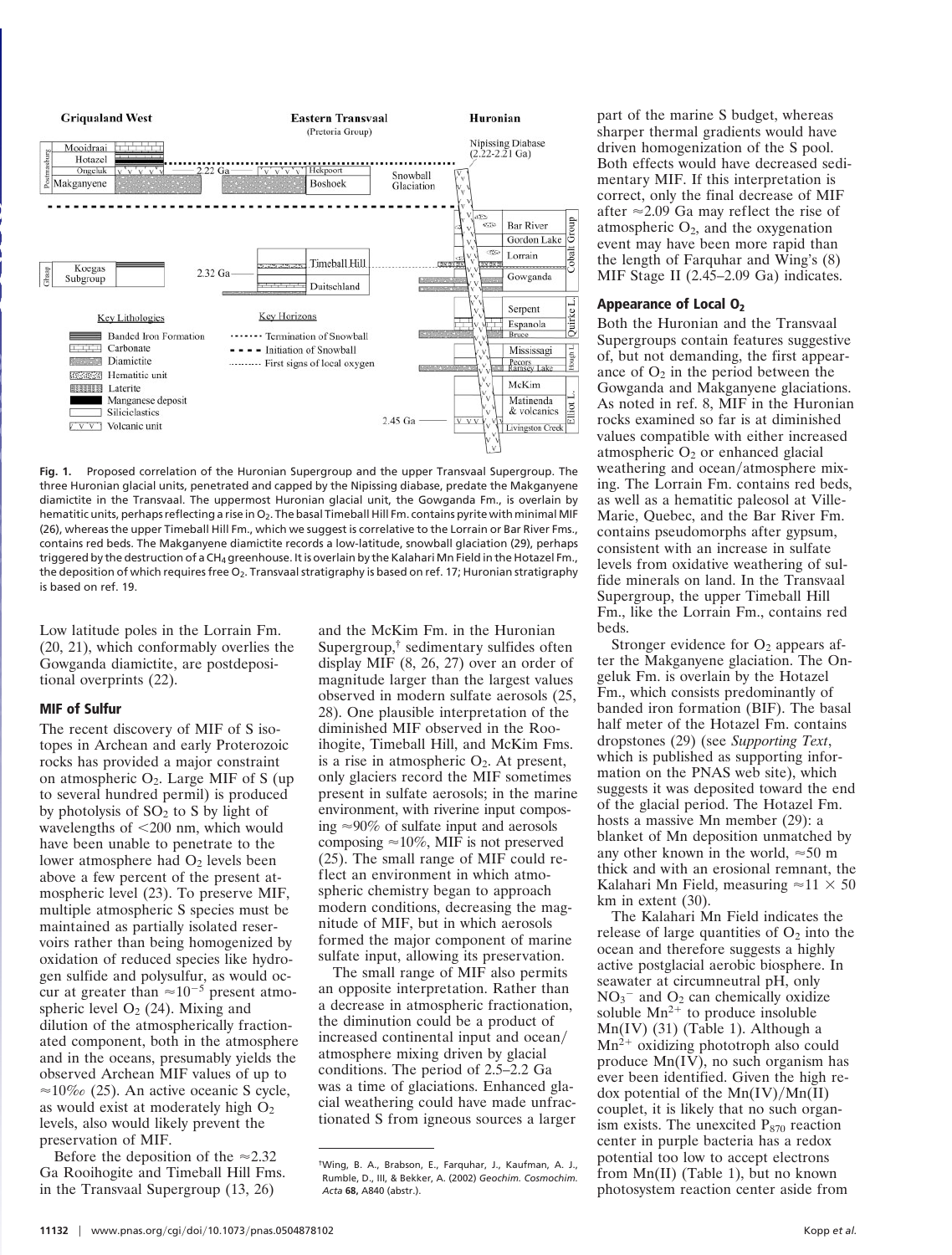**Fig. 1.** Proposed correlation of the Huronian Supergroup and the upper Transvaal Supergroup. The three Huronian glacial units, penetrated and capped by the Nipissing diabase, predate the Makganyene diamictite in the Transvaal. The uppermost Huronian glacial unit, the Gowganda Fm., is overlain by hematitic units, perhaps reflecting a rise in $O_2$. The basal Timeball Hill Fm. contains pyrite with minimal MIF (26), whereas the upper Timeball Hill Fm., which we suggest is correlative to the Lorrain or Bar River Fms., contains red beds. The Makganyene diamictite records a low-latitude, snowball glaciation (29), perhaps triggered by the destruction of a $CH_4$ greenhouse. It is overlain by the Kalahari Mn Field in the Hotazel Fm., the deposition of which requires free $O_2$. Transvaal stratigraphy is based on ref. 17; Huronian stratigraphy is based on ref. 19.

Low latitude poles in the Lorrain Fm. (20, 21), which conformably overlies the Gowganda diamictite, are postdepositional overprints (22).

### MIF of Sulfur

The recent discovery of MIF of S isotopes in Archean and early Proterozoic rocks has provided a major constraint on atmospheric $O_2$. Large MIF of S (up to several hundred permil) is produced by photolysis of $SO_2$ to S by light of wavelengths of <200 nm, which would have been unable to penetrate to the lower atmosphere had $O_2$ levels been above a few percent of the present atmospheric level (23). To preserve MIF, multiple atmospheric S species must be maintained as partially isolated reservoirs rather than being homogenized by oxidation of reduced species like hydrogen sulfide and polysulfur, as would occur at greater than $\approx 10^{-5}$ present atmospheric level $O_2$ (24). Mixing and dilution of the atmospherically fractionated component, both in the atmosphere and in the oceans, presumably yields the observed Archean MIF values of up to $\approx$10‰ (25). An active oceanic S cycle, as would exist at moderately high $O_2$ levels, also would likely prevent the preservation of MIF.

Before the deposition of the $\approx$2.32 Ga Rooihogite and Timeball Hill Fms. in the Transvaal Supergroup (13, 26) and the McKim Fm. in the Huronian Supergroup,[†] sedimentary sulfides often display MIF (8, 26, 27) over an order of magnitude larger than the largest values observed in modern sulfate aerosols (25, 28). One plausible interpretation of the diminished MIF observed in the Rooihogite, Timeball Hill, and McKim Fms. is a rise in atmospheric $O_2$. At present, only glaciers record the MIF sometimes present in sulfate aerosols; in the marine environment, with riverine input composing $\approx$90% of sulfate input and aerosols composing $\approx$10%, MIF is not preserved (25). The small range of MIF could reflect an environment in which atmospheric chemistry began to approach modern conditions, decreasing the magnitude of MIF, but in which aerosols formed the major component of marine sulfate input, allowing its preservation.

The small range of MIF also permits an opposite interpretation. Rather than a decrease in atmospheric fractionation, the diminution could be a product of increased continental input and ocean/atmosphere mixing driven by glacial conditions. The period of 2.5–2.2 Ga was a time of glaciations. Enhanced glacial weathering could have made unfractionated S from igneous sources a larger part of the marine S budget, whereas sharper thermal gradients would have driven homogenization of the S pool. Both effects would have decreased sedimentary MIF. If this interpretation is correct, only the final decrease of MIF after $\approx$2.09 Ga may reflect the rise of atmospheric $O_2$, and the oxygenation event may have been more rapid than the length of Farquhar and Wing's (8) MIF Stage II (2.45–2.09 Ga) indicates.

[†] Wing, B. A., Brabson, E., Farquhar, J., Kaufman, A. J., Rumble, D., III, & Bekker, A. (2002) *Geochim. Cosmochim. Acta* **68,** A840 (abstr.).

### Appearance of Local $O_2$

Both the Huronian and the Transvaal Supergroups contain features suggestive of, but not demanding, the first appearance of $O_2$ in the period between the Gowganda and Makganyene glaciations. As noted in ref. 8, MIF in the Huronian rocks examined so far is at diminished values compatible with either increased atmospheric $O_2$ or enhanced glacial weathering and ocean/atmosphere mixing. The Lorrain Fm. contains red beds, as well as a hematitic paleosol at Ville-Marie, Quebec, and the Bar River Fm. contains pseudomorphs after gypsum, consistent with an increase in sulfate levels from oxidative weathering of sulfide minerals on land. In the Transvaal Supergroup, the upper Timeball Hill Fm., like the Lorrain Fm., contains red beds.

Stronger evidence for $O_2$ appears after the Makganyene glaciation. The Ongeluk Fm. is overlain by the Hotazel Fm., which consists predominantly of banded iron formation (BIF). The basal half meter of the Hotazel Fm. contains dropstones (29) (see *Supporting Text*, which is published as supporting information on the PNAS web site), which suggests it was deposited toward the end of the glacial period. The Hotazel Fm. hosts a massive Mn member (29): a blanket of Mn deposition unmatched by any other known in the world, $\approx$50 m thick and with an erosional remnant, the Kalahari Mn Field, measuring $\approx 11 \times 50$ km in extent (30).

The Kalahari Mn Field indicates the release of large quantities of $O_2$ into the ocean and therefore suggests a highly active postglacial aerobic biosphere. In seawater at circumneutral pH, only $NO_3^-$ and $O_2$ can chemically oxidize soluble $Mn^{2+}$ to produce insoluble Mn(IV) (31) (Table 1). Although a $Mn^{2+}$ oxidizing phototroph also could produce Mn(IV), no such organism has ever been identified. Given the high redox potential of the Mn(IV)/Mn(II) couple, it is likely that no such organism exists. The unexcited $P_{870}$ reaction center in purple bacteria has a redox potential too low to accept electrons from Mn(II) (Table 1), but no known photosystem reaction center aside from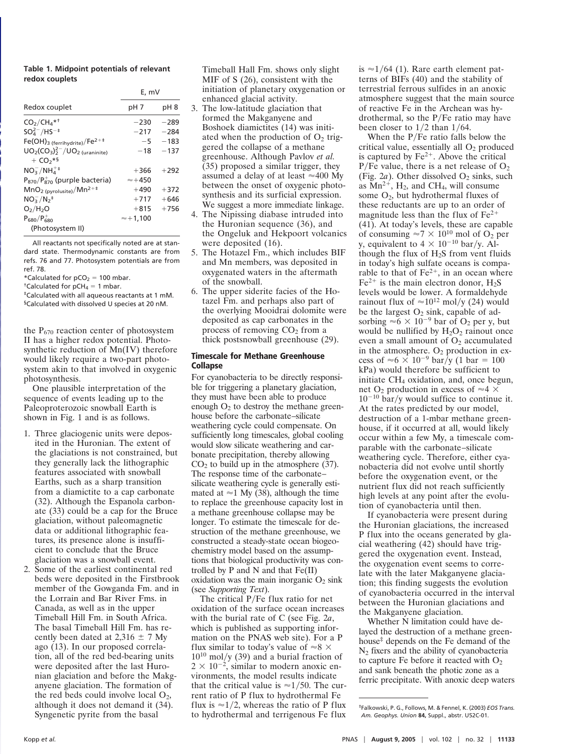**Table 1. Midpoint potentials of relevant redox couplets**

| Redox couplet | E, mV | |
|---|---|---|
| | pH 7 | pH 8 |
| $CO_2/CH_4$*† | −230 | −289 |
| $SO_4^{2-}/HS^-$‡ | −217 | −284 |
| $Fe(OH)_3$ (ferrihydrite)/$Fe^{2+}$‡ | −5 | −183 |
| $UO_2(CO_3)_2^{2-}$/$UO_2$ (uraninite) + $CO_2$*§ | −18 | −137 |
| $NO_3^-/NH_4^+$‡ | +366 | +292 |
| $P_{870}/P_{870}^+$ (purple bacteria) | ≈+450 | |
| $MnO_2$ (pyrolusite)/$Mn^{2+}$‡ | +490 | +372 |
| $NO_3^-/N_2$‡ | +717 | +646 |
| $O_2/H_2O$ | +815 | +756 |
| $P_{680}/P_{680}^+$ (Photosystem II) | ≈+1,100 | |

All reactants not specifically noted are at standard state. Thermodynamic constants are from refs. 76 and 77. Photosystem potentials are from ref. 78.

*Calculated for $pCO_2$ = 100 mbar.

†Calculated for $pCH_4$ = 1 mbar.

‡Calculated with all aqueous reactants at 1 mM.

§Calculated with dissolved U species at 20 nM.

the $P_{670}$ reaction center of photosystem II has a higher redox potential. Photosynthetic reduction of Mn(IV) therefore would likely require a two-part photosystem akin to that involved in oxygenic photosynthesis.

One plausible interpretation of the sequence of events leading up to the Paleoproterozoic snowball Earth is shown in Fig. 1 and is as follows.

1. Three glaciogenic units were deposited in the Huronian. The extent of the glaciations is not constrained, but they generally lack the lithographic features associated with snowball Earths, such as a sharp transition from a diamictite to a cap carbonate (32). Although the Espanola carbonate (33) could be a cap for the Bruce glaciation, without paleomagnetic data or additional lithographic features, its presence alone is insufficient to conclude that the Bruce glaciation was a snowball event.
2. Some of the earliest continental red beds were deposited in the Firstbrook member of the Gowganda Fm. and in the Lorrain and Bar River Fms. in Canada, as well as in the upper Timeball Hill Fm. in South Africa. The basal Timeball Hill Fm. has recently been dated at 2,316 ± 7 My ago (13). In our proposed correlation, all of the red bed-bearing units were deposited after the last Huronian glaciation and before the Makganyene glaciation. The formation of the red beds could involve local $O_2$, although it does not demand it (34). Syngenetic pyrite from the basal Timeball Hall Fm. shows only slight MIF of S (26), consistent with the initiation of planetary oxygenation or enhanced glacial activity.
3. The low-latitude glaciation that formed the Makganyene and Boshoek diamictites (14) was initiated when the production of $O_2$ triggered the collapse of a methane greenhouse. Although Pavlov *et al.* (35) proposed a similar trigger, they assumed a delay of at least ≈400 My between the onset of oxygenic photosynthesis and its surficial expression. We suggest a more immediate linkage.
4. The Nipissing diabase intruded into the Huronian sequence (36), and the Ongeluk and Hekpoort volcanics were deposited (16).
5. The Hotazel Fm., which includes BIF and Mn members, was deposited in oxygenated waters in the aftermath of the snowball.
6. The upper siderite facies of the Hotazel Fm. and perhaps also part of the overlying Mooidrai dolomite were deposited as cap carbonates in the process of removing $CO_2$ from a thick postsnowball greenhouse (29).

## Timescale for Methane Greenhouse Collapse

For cyanobacteria to be directly responsible for triggering a planetary glaciation, they must have been able to produce enough $O_2$ to destroy the methane greenhouse before the carbonate–silicate weathering cycle could compensate. On sufficiently long timescales, global cooling would slow silicate weathering and carbonate precipitation, thereby allowing $CO_2$ to build up in the atmosphere (37). The response time of the carbonate–silicate weathering cycle is generally estimated at ≈1 My (38), although the time to replace the greenhouse capacity lost in a methane greenhouse collapse may be longer. To estimate the timescale for destruction of the methane greenhouse, we constructed a steady-state ocean biogeochemistry model based on the assumptions that biological productivity was controlled by P and N and that Fe(II) oxidation was the main inorganic $O_2$ sink (see *Supporting Text*).

The critical P/Fe flux ratio for net oxidation of the surface ocean increases with the burial rate of C (see Fig. 2*a*, which is published as supporting information on the PNAS web site). For a P flux similar to today's value of $\approx 8 \times 10^{10}$ mol/y (39) and a burial fraction of $2 \times 10^{-2}$, similar to modern anoxic environments, the model results indicate that the critical value is ≈1/50. The current ratio of P flux to hydrothermal Fe flux is ≈1/2, whereas the ratio of P flux to hydrothermal and terrigenous Fe flux is ≈1/64 (1). Rare earth element patterns of BIFs (40) and the stability of terrestrial ferrous sulfides in an anoxic atmosphere suggest that the main source of reactive Fe in the Archean was hydrothermal, so the P/Fe ratio may have been closer to 1/2 than 1/64.

When the P/Fe ratio falls below the critical value, essentially all $O_2$ produced is captured by $Fe^{2+}$. Above the critical P/Fe value, there is a net release of $O_2$ (Fig. 2*a*). Other dissolved $O_2$ sinks, such as $Mn^{2+}$, $H_2$, and $CH_4$, will consume some $O_2$, but hydrothermal fluxes of these reductants are up to an order of magnitude less than the flux of $Fe^{2+}$ (41). At today's levels, these are capable of consuming $\approx 7 \times 10^{10}$ mol of $O_2$ per y, equivalent to $4 \times 10^{-10}$ bar/y. Although the flux of $H_2S$ from vent fluids in today's high sulfate oceans is comparable to that of $Fe^{2+}$, in an ocean where $Fe^{2+}$ is the main electron donor, $H_2S$ levels would be lower. A formaldehyde rainout flux of $\approx 10^{12}$ mol/y (24) would be the largest $O_2$ sink, capable of adsorbing $\approx 6 \times 10^{-9}$ bar of $O_2$ per y, but would be nullified by $H_2O_2$ rainout once even a small amount of $O_2$ accumulated in the atmosphere. $O_2$ production in excess of $\approx 6 \times 10^{-9}$ bar/y (1 bar = 100 kPa) would therefore be sufficient to initiate $CH_4$ oxidation, and, once begun, net $O_2$ production in excess of $\approx 4 \times 10^{-10}$ bar/y would suffice to continue it. At the rates predicted by our model, destruction of a 1-mbar methane greenhouse, if it occurred at all, would likely occur within a few My, a timescale comparable with the carbonate–silicate weathering cycle. Therefore, either cyanobacteria did not evolve until shortly before the oxygenation event, or the nutrient flux did not reach sufficiently high levels at any point after the evolution of cyanobacteria until then.

If cyanobacteria were present during the Huronian glaciations, the increased P flux into the oceans generated by glacial weathering (42) should have triggered the oxygenation event. Instead, the oxygenation event seems to correlate with the later Makganyene glaciation; this finding suggests the evolution of cyanobacteria occurred in the interval between the Huronian glaciations and the Makganyene glaciation.

Whether N limitation could have delayed the destruction of a methane greenhouse‡ depends on the Fe demand of the $N_2$ fixers and the ability of cyanobacteria to capture Fe before it reacted with $O_2$ and sank beneath the photic zone as a ferric precipitate. With anoxic deep waters

‡Falkowski, P. G., Follows, M. & Fennel, K. (2003) *EOS Trans. Am. Geophys. Union* **84,** Suppl., abstr. U52C-01.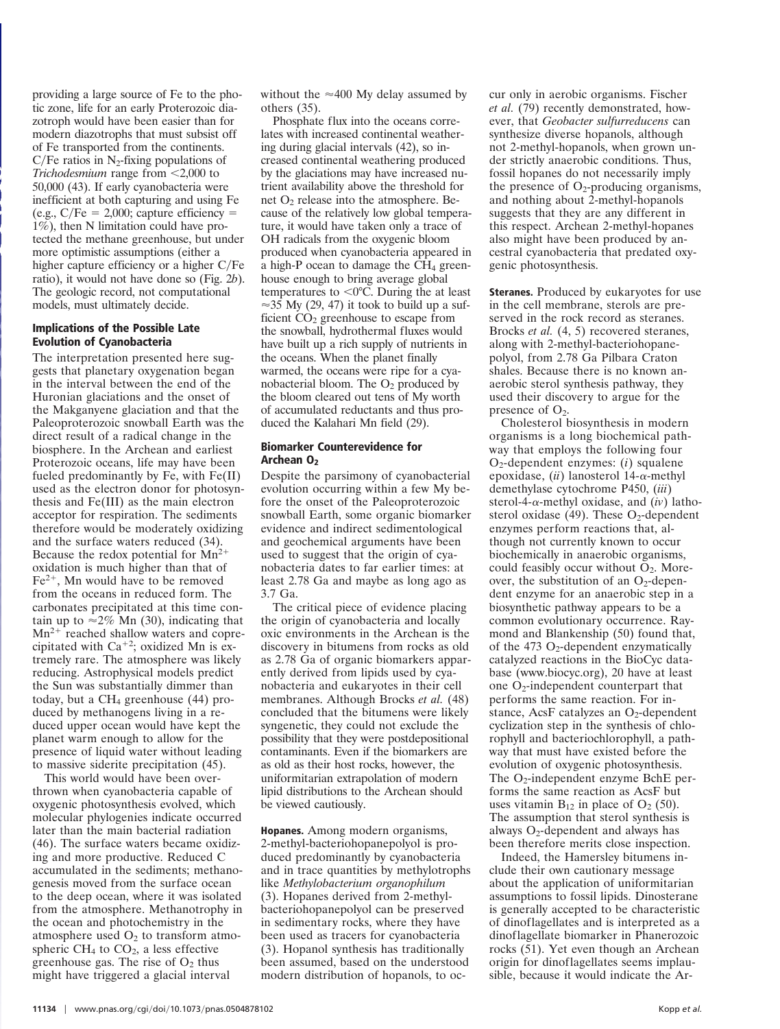providing a large source of Fe to the photic zone, life for an early Proterozoic diazotroph would have been easier than for modern diazotrophs that must subsist off of Fe transported from the continents. C/Fe ratios in $N_2$-fixing populations of *Trichodesmium* range from <2,000 to 50,000 (43). If early cyanobacteria were inefficient at both capturing and using Fe (e.g., C/Fe = 2,000; capture efficiency = 1%), then N limitation could have protected the methane greenhouse, but under more optimistic assumptions (either a higher capture efficiency or a higher C/Fe ratio), it would not have done so (Fig. 2*b*). The geologic record, not computational models, must ultimately decide.

## Implications of the Possible Late Evolution of Cyanobacteria

The interpretation presented here suggests that planetary oxygenation began in the interval between the end of the Huronian glaciations and the onset of the Makganyene glaciation and that the Paleoproterozoic snowball Earth was the direct result of a radical change in the biosphere. In the Archean and earliest Proterozoic oceans, life may have been fueled predominantly by Fe, with Fe(II) used as the electron donor for photosynthesis and Fe(III) as the main electron acceptor for respiration. The sediments therefore would be moderately oxidizing and the surface waters reduced (34). Because the redox potential for $Mn^{2+}$ oxidation is much higher than that of $Fe^{2+}$, Mn would have to be removed from the oceans in reduced form. The carbonates precipitated at this time contain up to ≈2% Mn (30), indicating that $Mn^{2+}$ reached shallow waters and coprecipitated with $Ca^{+2}$; oxidized Mn is extremely rare. The atmosphere was likely reducing. Astrophysical models predict the Sun was substantially dimmer than today, but a $CH_4$ greenhouse (44) produced by methanogens living in a reduced upper ocean would have kept the planet warm enough to allow for the presence of liquid water without leading to massive siderite precipitation (45).

This world would have been overthrown when cyanobacteria capable of oxygenic photosynthesis evolved, which molecular phylogenies indicate occurred later than the main bacterial radiation (46). The surface waters became oxidizing and more productive. Reduced C accumulated in the sediments; methanogenesis moved from the surface ocean to the deep ocean, where it was isolated from the atmosphere. Methanotrophy in the ocean and photochemistry in the atmosphere used $O_2$ to transform atmospheric $CH_4$ to $CO_2$, a less effective greenhouse gas. The rise of $O_2$ thus might have triggered a glacial interval without the ≈400 My delay assumed by others (35).

Phosphate flux into the oceans correlates with increased continental weathering during glacial intervals (42), so increased continental weathering produced by the glaciations may have increased nutrient availability above the threshold for net $O_2$ release into the atmosphere. Because of the relatively low global temperature, it would have taken only a trace of OH radicals from the oxygenic bloom produced when cyanobacteria appeared in a high-P ocean to damage the $CH_4$ greenhouse enough to bring average global temperatures to <0°C. During the at least ≈35 My (29, 47) it took to build up a sufficient $CO_2$ greenhouse to escape from the snowball, hydrothermal fluxes would have built up a rich supply of nutrients in the oceans. When the planet finally warmed, the oceans were ripe for a cyanobacterial bloom. The $O_2$ produced by the bloom cleared out tens of My worth of accumulated reductants and thus produced the Kalahari Mn field (29).

## Biomarker Counterevidence for Archean $O_2$

Despite the parsimony of cyanobacterial evolution occurring within a few My before the onset of the Paleoproterozoic snowball Earth, some organic biomarker evidence and indirect sedimentological and geochemical arguments have been used to suggest that the origin of cyanobacteria dates to far earlier times: at least 2.78 Ga and maybe as long ago as 3.7 Ga.

The critical piece of evidence placing the origin of cyanobacteria and locally oxic environments in the Archean is the discovery in bitumens from rocks as old as 2.78 Ga of organic biomarkers apparently derived from lipids used by cyanobacteria and eukaryotes in their cell membranes. Although Brocks *et al.* (48) concluded that the bitumens were likely syngenetic, they could not exclude the possibility that they were postdepositional contaminants. Even if the biomarkers are as old as their host rocks, however, the uniformitarian extrapolation of modern lipid distributions to the Archean should be viewed cautiously.

**Hopanes.** Among modern organisms, 2-methyl-bacteriohopanepolyol is produced predominantly by cyanobacteria and in trace quantities by methylotrophs like *Methylobacterium organophilum* (3). Hopanes derived from 2-methylbacteriohopanepolyol can be preserved in sedimentary rocks, where they have been used as tracers for cyanobacteria (3). Hopanol synthesis has traditionally been assumed, based on the understood modern distribution of hopanols, to occur only in aerobic organisms. Fischer *et al.* (79) recently demonstrated, however, that *Geobacter sulfurreducens* can synthesize diverse hopanols, although not 2-methyl-hopanols, when grown under strictly anaerobic conditions. Thus, fossil hopanes do not necessarily imply the presence of $O_2$-producing organisms, and nothing about 2-methyl-hopanols suggests that they are any different in this respect. Archean 2-methyl-hopanes also might have been produced by ancestral cyanobacteria that predated oxygenic photosynthesis.

**Steranes.** Produced by eukaryotes for use in the cell membrane, sterols are preserved in the rock record as steranes. Brocks *et al.* (4, 5) recovered steranes, along with 2-methyl-bacteriohopanepolyol, from 2.78 Ga Pilbara Craton shales. Because there is no known anaerobic sterol synthesis pathway, they used their discovery to argue for the presence of $O_2$.

Cholesterol biosynthesis in modern organisms is a long biochemical pathway that employs the following four $O_2$-dependent enzymes: (*i*) squalene epoxidase, (*ii*) lanosterol 14-α-methyl demethylase cytochrome P450, (*iii*) sterol-4-α-methyl oxidase, and (*iv*) lathosterol oxidase (49). These $O_2$-dependent enzymes perform reactions that, although not currently known to occur biochemically in anaerobic organisms, could feasibly occur without $O_2$. Moreover, the substitution of an $O_2$-dependent enzyme for an anaerobic step in a biosynthetic pathway appears to be a common evolutionary occurrence. Raymond and Blankenship (50) found that, of the 473 $O_2$-dependent enzymatically catalyzed reactions in the BioCyc database (www.biocyc.org), 20 have at least one $O_2$-independent counterpart that performs the same reaction. For instance, AcsF catalyzes an $O_2$-dependent cyclization step in the synthesis of chlorophyll and bacteriochlorophyll, a pathway that must have existed before the evolution of oxygenic photosynthesis. The $O_2$-independent enzyme BchE performs the same reaction as AcsF but uses vitamin $B_{12}$ in place of $O_2$ (50). The assumption that sterol synthesis is always $O_2$-dependent and always has been therefore merits close inspection.

Indeed, the Hamersley bitumens include their own cautionary message about the application of uniformitarian assumptions to fossil lipids. Dinosterane is generally accepted to be characteristic of dinoflagellates and is interpreted as a dinoflagellate biomarker in Phanerozoic rocks (51). Yet even though an Archean origin for dinoflagellates seems implausible, because it would indicate the Ar-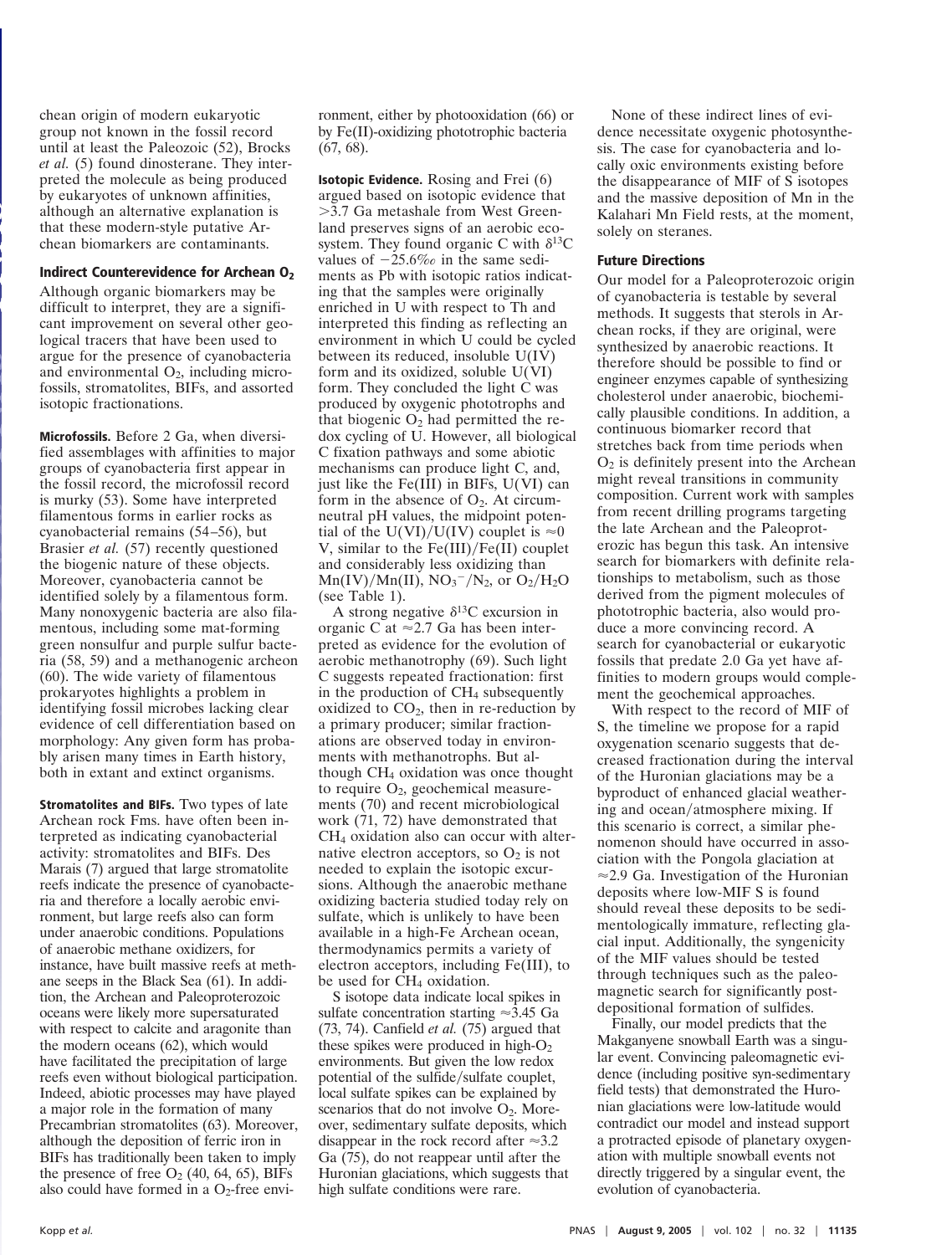chean origin of modern eukaryotic group not known in the fossil record until at least the Paleozoic (52), Brocks *et al.* (5) found dinosterane. They interpreted the molecule as being produced by eukaryotes of unknown affinities, although an alternative explanation is that these modern-style putative Archean biomarkers are contaminants.

### Indirect Counterevidence for Archean $O_2$

Although organic biomarkers may be difficult to interpret, they are a significant improvement on several other geological tracers that have been used to argue for the presence of cyanobacteria and environmental $O_2$, including microfossils, stromatolites, BIFs, and assorted isotopic fractionations.

**Microfossils.** Before 2 Ga, when diversified assemblages with affinities to major groups of cyanobacteria first appear in the fossil record, the microfossil record is murky (53). Some have interpreted filamentous forms in earlier rocks as cyanobacterial remains (54–56), but Brasier *et al.* (57) recently questioned the biogenic nature of these objects. Moreover, cyanobacteria cannot be identified solely by a filamentous form. Many nonoxygenic bacteria are also filamentous, including some mat-forming green nonsulfur and purple sulfur bacteria (58, 59) and a methanogenic archeon (60). The wide variety of filamentous prokaryotes highlights a problem in identifying fossil microbes lacking clear evidence of cell differentiation based on morphology: Any given form has probably arisen many times in Earth history, both in extant and extinct organisms.

**Stromatolites and BIFs.** Two types of late Archean rock Fms. have often been interpreted as indicating cyanobacterial activity: stromatolites and BIFs. Des Marais (7) argued that large stromatolite reefs indicate the presence of cyanobacteria and therefore a locally aerobic environment, but large reefs also can form under anaerobic conditions. Populations of anaerobic methane oxidizers, for instance, have built massive reefs at methane seeps in the Black Sea (61). In addition, the Archean and Paleoproterozoic oceans were likely more supersaturated with respect to calcite and aragonite than the modern oceans (62), which would have facilitated the precipitation of large reefs even without biological participation. Indeed, abiotic processes may have played a major role in the formation of many Precambrian stromatolites (63). Moreover, although the deposition of ferric iron in BIFs has traditionally been taken to imply the presence of free $O_2$ (40, 64, 65), BIFs also could have formed in a $O_2$-free environment, either by photooxidation (66) or by Fe(II)-oxidizing phototrophic bacteria (67, 68).

**Isotopic Evidence.** Rosing and Frei (6) argued based on isotopic evidence that >3.7 Ga metashale from West Greenland preserves signs of an aerobic ecosystem. They found organic C with $\delta^{13}C$ values of $-25.6‰$ in the same sediments as Pb with isotopic ratios indicating that the samples were originally enriched in U with respect to Th and interpreted this finding as reflecting an environment in which U could be cycled between its reduced, insoluble U(IV) form and its oxidized, soluble U(VI) form. They concluded the light C was produced by oxygenic phototrophs and that biogenic $O_2$ had permitted the redox cycling of U. However, all biological C fixation pathways and some abiotic mechanisms can produce light C, and, just like the Fe(III) in BIFs, U(VI) can form in the absence of $O_2$. At circumneutral pH values, the midpoint potential of the U(VI)/U(IV) couplet is $\approx$0 V, similar to the Fe(III)/Fe(II) couplet and considerably less oxidizing than Mn(IV)/Mn(II), $NO_3^-/N_2$, or $O_2/H_2O$ (see Table 1).

A strong negative $\delta^{13}C$ excursion in organic C at $\approx$2.7 Ga has been interpreted as evidence for the evolution of aerobic methanotrophy (69). Such light C suggests repeated fractionation: first in the production of $CH_4$ subsequently oxidized to $CO_2$, then in re-reduction by a primary producer; similar fractionations are observed today in environments with methanotrophs. But although $CH_4$ oxidation was once thought to require $O_2$, geochemical measurements (70) and recent microbiological work (71, 72) have demonstrated that $CH_4$ oxidation also can occur with alternative electron acceptors, so $O_2$ is not needed to explain the isotopic excursions. Although the anaerobic methane oxidizing bacteria studied today rely on sulfate, which is unlikely to have been available in a high-Fe Archean ocean, thermodynamics permits a variety of electron acceptors, including Fe(III), to be used for $CH_4$ oxidation.

S isotope data indicate local spikes in sulfate concentration starting $\approx$3.45 Ga (73, 74). Canfield *et al.* (75) argued that these spikes were produced in high-$O_2$ environments. But given the low redox potential of the sulfide/sulfate couplet, local sulfate spikes can be explained by scenarios that do not involve $O_2$. Moreover, sedimentary sulfate deposits, which disappear in the rock record after $\approx$3.2 Ga (75), do not reappear until after the Huronian glaciations, which suggests that high sulfate conditions were rare.

None of these indirect lines of evidence necessitate oxygenic photosynthesis. The case for cyanobacteria and locally oxic environments existing before the disappearance of MIF of S isotopes and the massive deposition of Mn in the Kalahari Mn Field rests, at the moment, solely on steranes.

### Future Directions

Our model for a Paleoproterozoic origin of cyanobacteria is testable by several methods. It suggests that sterols in Archean rocks, if they are original, were synthesized by anaerobic reactions. It therefore should be possible to find or engineer enzymes capable of synthesizing cholesterol under anaerobic, biochemically plausible conditions. In addition, a continuous biomarker record that stretches back from time periods when $O_2$ is definitely present into the Archean might reveal transitions in community composition. Current work with samples from recent drilling programs targeting the late Archean and the Paleoproterozic has begun this task. An intensive search for biomarkers with definite relationships to metabolism, such as those derived from the pigment molecules of phototrophic bacteria, also would produce a more convincing record. A search for cyanobacterial or eukaryotic fossils that predate 2.0 Ga yet have affinities to modern groups would complement the geochemical approaches.

With respect to the record of MIF of S, the timeline we propose for a rapid oxygenation scenario suggests that decreased fractionation during the interval of the Huronian glaciations may be a byproduct of enhanced glacial weathering and ocean/atmosphere mixing. If this scenario is correct, a similar phenomenon should have occurred in association with the Pongola glaciation at $\approx$2.9 Ga. Investigation of the Huronian deposits where low-MIF S is found should reveal these deposits to be sedimentologically immature, reflecting glacial input. Additionally, the syngenicity of the MIF values should be tested through techniques such as the paleomagnetic search for significantly post-depositional formation of sulfides.

Finally, our model predicts that the Makganyene snowball Earth was a singular event. Convincing paleomagnetic evidence (including positive syn-sedimentary field tests) that demonstrated the Huronian glaciations were low-latitude would contradict our model and instead support a protracted episode of planetary oxygenation with multiple snowball events not directly triggered by a singular event, the evolution of cyanobacteria.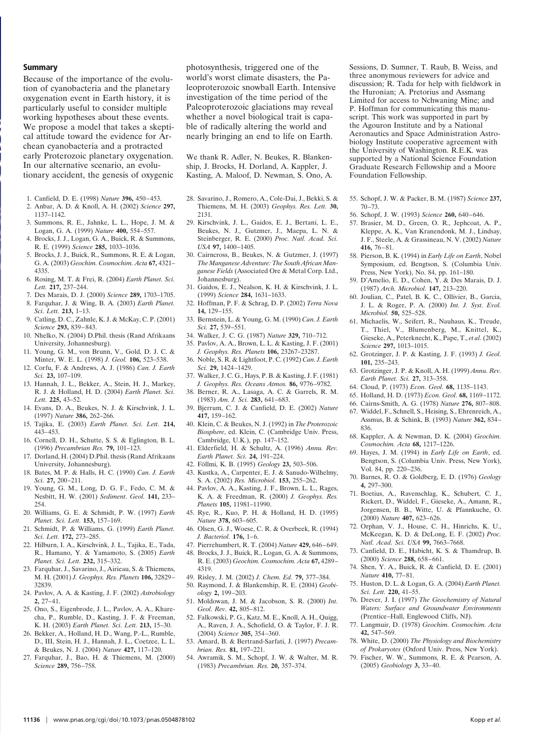## Summary

Because of the importance of the evolution of cyanobacteria and the planetary oxygenation event in Earth history, it is particularly useful to consider multiple working hypotheses about these events. We propose a model that takes a skeptical attitude toward the evidence for Archean cyanobacteria and a protracted early Proterozoic planetary oxygenation. In our alternative scenario, an evolutionary accident, the genesis of oxygenic photosynthesis, triggered one of the world's worst climate disasters, the Paleoproterozoic snowball Earth. Intensive investigation of the time period of the Paleoproterozoic glaciations may reveal whether a novel biological trait is capable of radically altering the world and nearly bringing an end to life on Earth.

We thank R. Adler, N. Beukes, R. Blankenship, J. Brocks, H. Dorland, A. Kappler, J. Kasting, A. Maloof, D. Newman, S. Ono, A. Sessions, D. Sumner, T. Raub, B. Weiss, and three anonymous reviewers for advice and discussion; R. Tada for help with fieldwork in the Huronian; A. Pretorius and Assmang Limited for access to Nchwaning Mine; and P. Hoffman for communicating this manuscript. This work was supported in part by the Agouron Institute and by a National Aeronautics and Space Administration Astrobiology Institute cooperative agreement with the University of Washington. R.E.K. was supported by a National Science Foundation Graduate Research Fellowship and a Moore Foundation Fellowship.

1. Canfield, D. E. (1998) *Nature* **396,** 450–453.
2. Anbar, A. D. & Knoll, A. H. (2002) *Science* **297,** 1137–1142.
3. Summons, R. E., Jahnke, L. L., Hope, J. M. & Logan, G. A. (1999) *Nature* **400,** 554–557.
4. Brocks, J. J., Logan, G. A., Buick, R. & Summons, R. E. (1999) *Science* **285,** 1033–1036.
5. Brocks, J. J., Buick, R., Summons, R. E. & Logan, G. A. (2003) *Geochim. Cosmochim. Acta* **67,** 4321–4335.
6. Rosing, M. T. & Frei, R. (2004) *Earth Planet. Sci. Lett.* **217,** 237–244.
7. Des Marais, D. J. (2000) *Science* **289,** 1703–1705.
8. Farquhar, J. & Wing, B. A. (2003) *Earth Planet. Sci. Lett.* **213,** 1–13.
9. Catling, D. C., Zahnle, K. J. & McKay, C. P. (2001) *Science* **293,** 839–843.
10. Nhelko, N. (2004) D.Phil. thesis (Rand Afrikaans University, Johannesburg).
11. Young, G. M., von Brunn, V., Gold, D. J. C. & Minter, W. E. L. (1998) *J. Geol.* **106,** 523–538.
12. Corfu, F. & Andrews, A. J. (1986) *Can. J. Earth Sci.* **23,** 107–109.
13. Hannah, J. L., Bekker, A., Stein, H. J., Markey, R. J. & Holland, H. D. (2004) *Earth Planet. Sci. Lett.* **225,** 43–52.
14. Evans, D. A., Beukes, N. J. & Kirschvink, J. L. (1997) *Nature* **386,** 262–266.
15. Tajika, E. (2003) *Earth Planet. Sci. Lett.* **214,** 443–453.
16. Cornell, D. H., Schutte, S. S. & Eglington, B. L. (1996) *Precambrian Res.* **79,** 101–123.
17. Dorland, H. (2004) D.Phil. thesis (Rand Afrikaans University, Johannesburg).
18. Bates, M. P. & Halls, H. C. (1990) *Can. J. Earth Sci.* **27,** 200–211.
19. Young, G. M., Long, D. G. F., Fedo, C. M. & Nesbitt, H. W. (2001) *Sediment. Geol.* **141,** 233–254.
20. Williams, G. E. & Schmidt, P. W. (1997) *Earth Planet. Sci. Lett.* **153,** 157–169.
21. Schmidt, P. & Williams, G. (1999) *Earth Planet. Sci. Lett.* **172,** 273–285.
22. Hilburn, I. A., Kirschvink, J. L., Tajika, E., Tada, R., Hamano, Y. & Yamamoto, S. (2005) *Earth Planet. Sci. Lett.* **232,** 315–332.
23. Farquhar, J., Savarino, J., Airieau, S. & Thiemens, M. H. (2001) *J. Geophys. Res. Planets* **106,** 32829–32839.
24. Pavlov, A. A. & Kasting, J. F. (2002) *Astrobiology* **2,** 27–41.
25. Ono, S., Eigenbrode, J. L., Pavlov, A. A., Kharecha, P., Rumble, D., Kasting, J. F. & Freeman, K. H. (2003) *Earth Planet. Sci. Lett.* **213,** 15–30.
26. Bekker, A., Holland, H. D., Wang, P.-L., Rumble, D., III, Stein, H. J., Hannah, J. L., Coetzee, L. L. & Beukes, N. J. (2004) *Nature* **427,** 117–120.
27. Farquhar, J., Bao, H. & Thiemens, M. (2000) *Science* **289,** 756–758.
28. Savarino, J., Romero, A., Cole-Dai, J., Bekki, S. & Thiemens, M. H. (2003) *Geophys. Res. Lett.* **30,** 2131.
29. Kirschvink, J. L., Gaidos, E. J., Bertani, L. E., Beukes, N. J., Gutzmer, J., Maepa, L. N. & Steinberger, R. E. (2000) *Proc. Natl. Acad. Sci. USA* **97,** 1400–1405.
30. Cairncross, B., Beukes, N. & Gutzmer, J. (1997) *The Manganese Adventure: The South African Manganese Fields* (Associated Ore & Metal Corp. Ltd., Johannesburg).
31. Gaidos, E. J., Nealson, K. H. & Kirschvink, J. L. (1999) *Science* **284,** 1631–1633.
32. Hoffman, P. F. & Schrag, D. P. (2002) *Terra Nova* **14,** 129–155.
33. Bernstein, L. & Young, G. M. (1990) *Can. J. Earth Sci.* **27,** 539–551.
34. Walker, J. C. G. (1987) *Nature* **329,** 710–712.
35. Pavlov, A. A., Brown, L. L. & Kasting, J. F. (2001) *J. Geophys. Res. Planets* **106,** 23267–23287.
36. Noble, S. R. & Lightfoot, P. C. (1992) *Can. J. Earth Sci.* **29,** 1424–1429.
37. Walker, J. C. G., Hays, P. B. & Kasting, J. F. (1981) *J. Geophys. Res. Oceans Atmos.* **86,** 9776–9782.
38. Berner, R. A., Lasaga, A. C. & Garrels, R. M. (1983) *Am. J. Sci.* **283,** 641–683.
39. Bjerrum, C. J. & Canfield, D. E. (2002) *Nature* **417,** 159–162.
40. Klein, C. & Beukes, N. J. (1992) in *The Proterozoic Biosphere*, ed. Klein, C. (Cambridge Univ. Press, Cambridge, U.K.), pp. 147–152.
41. Elderfield, H. & Schultz, A. (1996) *Annu. Rev. Earth Planet. Sci.* **24,** 191–224.
42. Föllmi, K. B. (1995) *Geology* **23,** 503–506.
43. Kustka, A., Carpenter, E. J. & Sanudo-Wilhelmy, S. A. (2002) *Res. Microbiol.* **153,** 255–262.
44. Pavlov, A. A., Kasting, J. F., Brown, L. L., Rages, K. A. & Freedman, R. (2000) *J. Geophys. Res. Planets* **105,** 11981–11990.
45. Rye, R., Kuo, P. H. & Holland, H. D. (1995) *Nature* **378,** 603–605.
46. Olsen, G. J., Woese, C. R. & Overbeek, R. (1994) *J. Bacteriol.* **176,** 1–6.
47. Pierrehumbert, R. T. (2004) *Nature* **429,** 646–649.
48. Brocks, J. J., Buick, R., Logan, G. A. & Summons, R. E. (2003) *Geochim. Cosmochim. Acta* **67,** 4289–4319.
49. Risley, J. M. (2002) *J. Chem. Ed.* **79,** 377–384.
50. Raymond, J. & Blankenship, R. E. (2004) *Geobiology* **2,** 199–203.
51. Moldowan, J. M. & Jacobson, S. R. (2000) *Int. Geol. Rev.* **42,** 805–812.
52. Falkowski, P. G., Katz, M. E., Knoll, A. H., Quigg, A., Raven, J. A., Schofield, O. & Taylor, F. J. R. (2004) *Science* **305,** 354–360.
53. Amard, B. & Bertrand-Sarfati, J. (1997) *Precambrian. Res.* **81,** 197–221.
54. Awramik, S. M., Schopf, J. W. & Walter, M. R. (1983) *Precambrian. Res.* **20,** 357–374.
55. Schopf, J. W. & Packer, B. M. (1987) *Science* **237,** 70–73.
56. Schopf, J. W. (1993) *Science* **260,** 640–646.
57. Brasier, M. D., Green, O. R., Jephcoat, A. P., Kleppe, A. K., Van Kranendonk, M. J., Lindsay, J. F., Steele, A. & Grassineau, N. V. (2002) *Nature* **416,** 76–81.
58. Pierson, B. K. (1994) in *Early Life on Earth*, Nobel Symposium, ed. Bengtson, S. (Columbia Univ. Press, New York), No. 84, pp. 161–180.
59. D'Amelio, E. D., Cohen, Y. & Des Marais, D. J. (1987) *Arch. Microbiol.* **147,** 213–220.
60. Joulian, C., Patel, B. K. C., Ollivier, B., Garcia, J. L. & Roger, P. A. (2000) *Int. J. Syst. Evol. Microbiol.* **50,** 525–528.
61. Michaelis, W., Seifert, R., Nauhaus, K., Treude, T., Thiel, V., Blumenberg, M., Knittel, K., Gieseke, A., Peterknecht, K., Pape, T., *et al.* (2002) *Science* **297,** 1013–1015.
62. Grotzinger, J. P. & Kasting, J. F. (1993) *J. Geol.* **101,** 235–243.
63. Grotzinger, J. P. & Knoll, A. H. (1999) *Annu. Rev. Earth Planet. Sci.* **27,** 313–358.
64. Cloud, P. (1973) *Econ. Geol.* **68,** 1135–1143.
65. Holland, H. D. (1973) *Econ. Geol.* **68,** 1169–1172.
66. Cairns-Smith, A. G. (1978) *Nature* **276,** 807–808.
67. Widdel, F., Schnell, S., Heising, S., Ehrenreich, A., Assmus, B. & Schink, B. (1993) *Nature* **362,** 834–836.
68. Kappler, A. & Newman, D. K. (2004) *Geochim. Cosmochim. Acta* **68,** 1217–1226.
69. Hayes, J. M. (1994) in *Early Life on Earth*, ed. Bengtson, S. (Columbia Univ. Press, New York), Vol. 84, pp. 220–236.
70. Barnes, R. O. & Goldberg, E. D. (1976) *Geology* **4,** 297–300.
71. Boetius, A., Ravenschlag, K., Schubert, C. J., Rickert, D., Widdel, F., Gieseke, A., Amann, R., Jorgensen, B. B., Witte, U. & Pfannkuche, O. (2000) *Nature* **407,** 623–626.
72. Orphan, V. J., House, C. H., Hinrichs, K. U., McKeegan, K. D. & DeLong, E. F. (2002) *Proc. Natl. Acad. Sci. USA* **99,** 7663–7668.
73. Canfield, D. E., Habicht, K. S. & Thamdrup, B. (2000) *Science* **288,** 658–661.
74. Shen, Y. A., Buick, R. & Canfield, D. E. (2001) *Nature* **410,** 77–81.
75. Huston, D. L. & Logan, G. A. (2004) *Earth Planet. Sci. Lett.* **220,** 41–55.
76. Drever, J. I. (1997) *The Geochemistry of Natural Waters: Surface and Groundwater Environments* (Prentice–Hall, Englewood Cliffs, NJ).
77. Langmuir, D. (1978) *Geochim. Cosmochim. Acta* **42,** 547–569.
78. White, D. (2000) *The Physiology and Biochemistry of Prokaryotes* (Oxford Univ. Press, New York).
79. Fischer, W. W., Summons, R. E. & Pearson, A. (2005) *Geobiology* **3,** 33–40.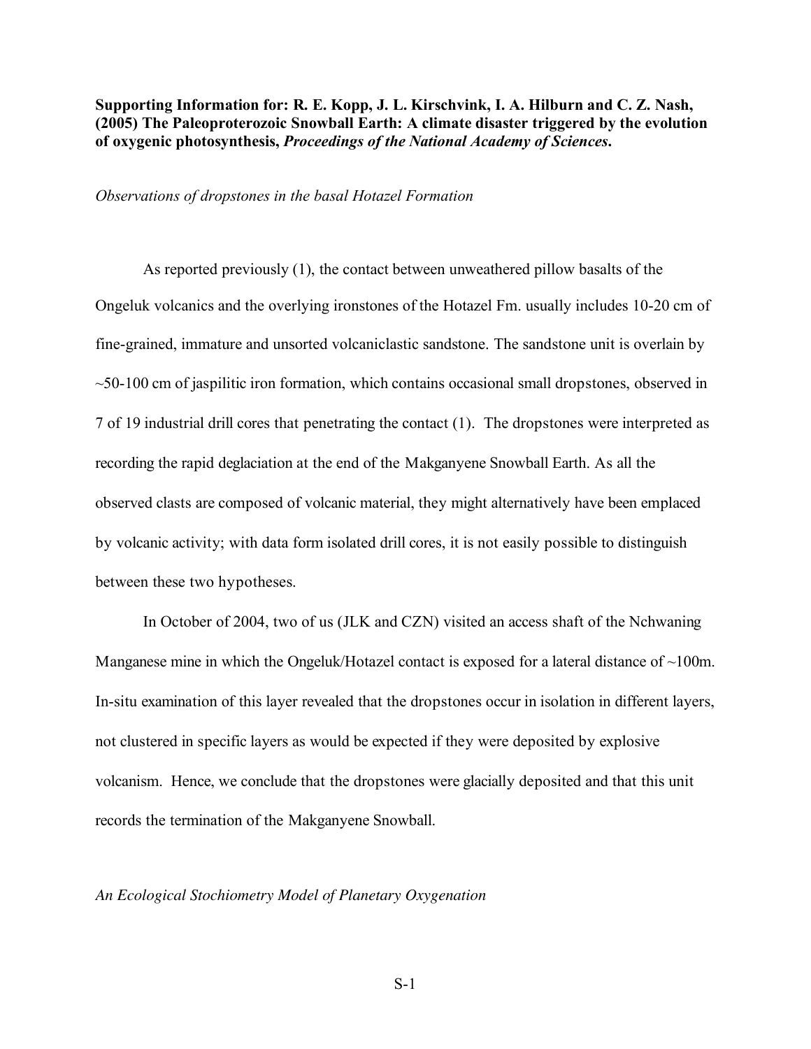**Supporting Information for: R. E. Kopp, J. L. Kirschvink, I. A. Hilburn and C. Z. Nash, (2005) The Paleoproterozoic Snowball Earth: A climate disaster triggered by the evolution of oxygenic photosynthesis, *Proceedings of the National Academy of Sciences*.**

*Observations of dropstones in the basal Hotazel Formation*

As reported previously (1), the contact between unweathered pillow basalts of the Ongeluk volcanics and the overlying ironstones of the Hotazel Fm. usually includes 10-20 cm of fine-grained, immature and unsorted volcaniclastic sandstone. The sandstone unit is overlain by ~50-100 cm of jaspilitic iron formation, which contains occasional small dropstones, observed in 7 of 19 industrial drill cores that penetrating the contact (1). The dropstones were interpreted as recording the rapid deglaciation at the end of the Makganyene Snowball Earth. As all the observed clasts are composed of volcanic material, they might alternatively have been emplaced by volcanic activity; with data form isolated drill cores, it is not easily possible to distinguish between these two hypotheses.

In October of 2004, two of us (JLK and CZN) visited an access shaft of the Nchwaning Manganese mine in which the Ongeluk/Hotazel contact is exposed for a lateral distance of ~100m. In-situ examination of this layer revealed that the dropstones occur in isolation in different layers, not clustered in specific layers as would be expected if they were deposited by explosive volcanism. Hence, we conclude that the dropstones were glacially deposited and that this unit records the termination of the Makganyene Snowball.

*An Ecological Stochiometry Model of Planetary Oxygenation*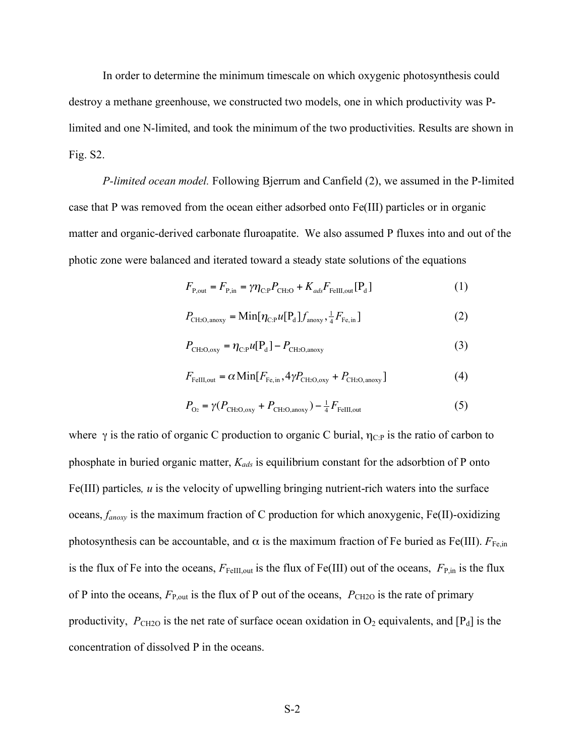In order to determine the minimum timescale on which oxygenic photosynthesis could destroy a methane greenhouse, we constructed two models, one in which productivity was P-limited and one N-limited, and took the minimum of the two productivities. Results are shown in Fig. S2.

*P-limited ocean model.* Following Bjerrum and Canfield (2), we assumed in the P-limited case that P was removed from the ocean either adsorbed onto Fe(III) particles or in organic matter and organic-derived carbonate fluroapatite. We also assumed P fluxes into and out of the photic zone were balanced and iterated toward a steady state solutions of the equations

$$F_{\mathrm{P,out}} = F_{\mathrm{P,in}} = \gamma \eta_{\mathrm{C:P}} P_{\mathrm{CH_2O}} + K_{ads} F_{\mathrm{FeIII,out}} [\mathrm{P_d}] \tag{1}$$

$$P_{\mathrm{CH_2O,anoxy}} = \mathrm{Min}[\eta_{\mathrm{C:P}} u [\mathrm{P_d}] f_{\mathrm{anoxy}}, \tfrac{1}{4} F_{\mathrm{Fe,in}}] \tag{2}$$

$$P_{\mathrm{CH_2O,oxy}} = \eta_{\mathrm{C:P}} u [\mathrm{P_d}] - P_{\mathrm{CH_2O,anoxy}} \tag{3}$$

$$F_{\mathrm{FeIII,out}} = \alpha \, \mathrm{Min}[F_{\mathrm{Fe,in}}, 4\gamma P_{\mathrm{CH_2O,oxy}} + P_{\mathrm{CH_2O,anoxy}}] \tag{4}$$

$$P_{\mathrm{O_2}} = \gamma (P_{\mathrm{CH_2O,oxy}} + P_{\mathrm{CH_2O,anoxy}}) - \tfrac{1}{4} F_{\mathrm{FeIII,out}} \tag{5}$$

where $\gamma$ is the ratio of organic C production to organic C burial, $\eta_{\mathrm{C:P}}$ is the ratio of carbon to phosphate in buried organic matter, $K_{ads}$ is equilibrium constant for the adsorbtion of P onto Fe(III) particles*,* $u$ is the velocity of upwelling bringing nutrient-rich waters into the surface oceans, $f_{anoxy}$ is the maximum fraction of C production for which anoxygenic, Fe(II)-oxidizing photosynthesis can be accountable, and $\alpha$ is the maximum fraction of Fe buried as Fe(III). $F_{\mathrm{Fe,in}}$ is the flux of Fe into the oceans, $F_{\mathrm{FeIII,out}}$ is the flux of Fe(III) out of the oceans, $F_{\mathrm{P,in}}$ is the flux of P into the oceans, $F_{\mathrm{P,out}}$ is the flux of P out of the oceans, $P_{\mathrm{CH2O}}$ is the rate of primary productivity, $P_{\mathrm{CH2O}}$ is the net rate of surface ocean oxidation in $O_2$ equivalents, and $[\mathrm{P_d}]$ is the concentration of dissolved P in the oceans.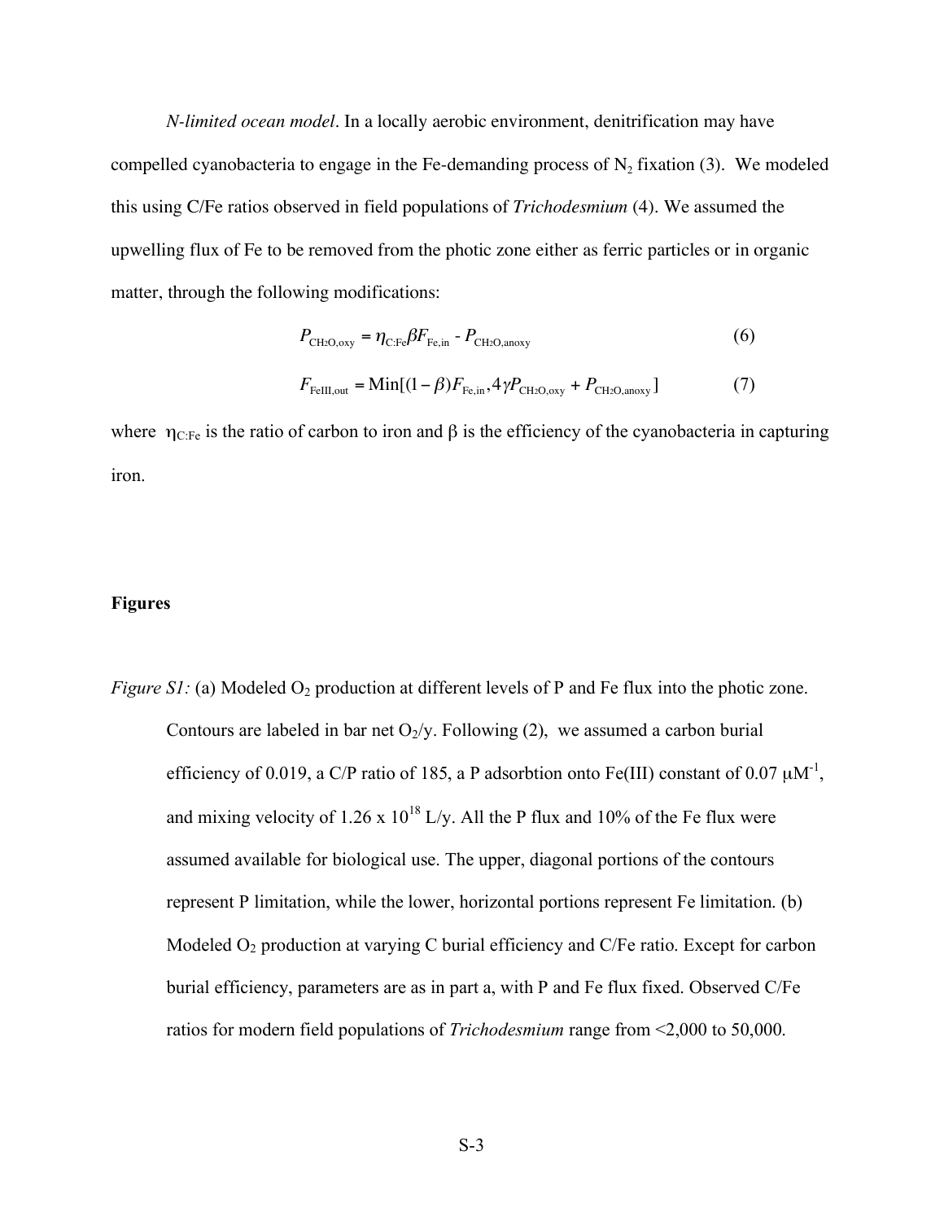*N-limited ocean model*. In a locally aerobic environment, denitrification may have compelled cyanobacteria to engage in the Fe-demanding process of $N_2$ fixation (3). We modeled this using C/Fe ratios observed in field populations of *Trichodesmium* (4). We assumed the upwelling flux of Fe to be removed from the photic zone either as ferric particles or in organic matter, through the following modifications:

$$P_{\mathrm{CH_2O,oxy}} = \eta_{\mathrm{C:Fe}} \beta F_{\mathrm{Fe,in}} - P_{\mathrm{CH_2O,anoxy}} \tag{6}$$

$$F_{\mathrm{FeIII,out}} = \mathrm{Min}[(1-\beta)F_{\mathrm{Fe,in}}, 4\gamma P_{\mathrm{CH_2O,oxy}} + P_{\mathrm{CH_2O,anoxy}}] \tag{7}$$

where $\eta_{\mathrm{C:Fe}}$ is the ratio of carbon to iron and $\beta$ is the efficiency of the cyanobacteria in capturing iron.

**Figures**

*Figure S1:* (a) Modeled $O_2$ production at different levels of P and Fe flux into the photic zone. Contours are labeled in bar net $O_2$/y. Following (2), we assumed a carbon burial efficiency of 0.019, a C/P ratio of 185, a P adsorbtion onto Fe(III) constant of 0.07 $\mu M^{-1}$, and mixing velocity of 1.26 x $10^{18}$ L/y. All the P flux and 10% of the Fe flux were assumed available for biological use. The upper, diagonal portions of the contours represent P limitation, while the lower, horizontal portions represent Fe limitation. (b) Modeled $O_2$ production at varying C burial efficiency and C/Fe ratio. Except for carbon burial efficiency, parameters are as in part a, with P and Fe flux fixed. Observed C/Fe ratios for modern field populations of *Trichodesmium* range from <2,000 to 50,000.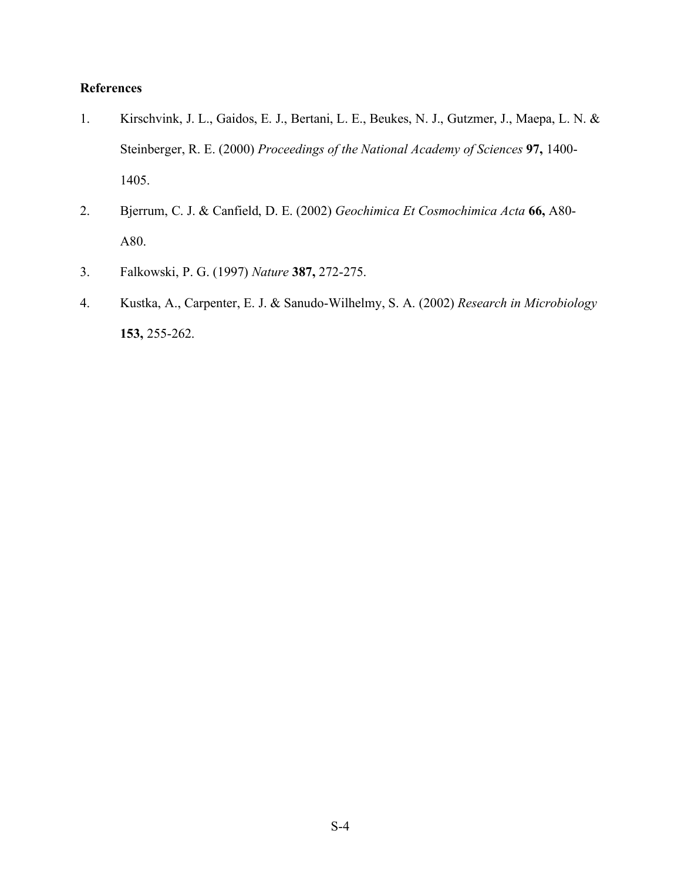**References**

1. Kirschvink, J. L., Gaidos, E. J., Bertani, L. E., Beukes, N. J., Gutzmer, J., Maepa, L. N. & Steinberger, R. E. (2000) *Proceedings of the National Academy of Sciences* **97,** 1400-1405.
2. Bjerrum, C. J. & Canfield, D. E. (2002) *Geochimica Et Cosmochimica Acta* **66,** A80-A80.
3. Falkowski, P. G. (1997) *Nature* **387,** 272-275.
4. Kustka, A., Carpenter, E. J. & Sanudo-Wilhelmy, S. A. (2002) *Research in Microbiology* **153,** 255-262.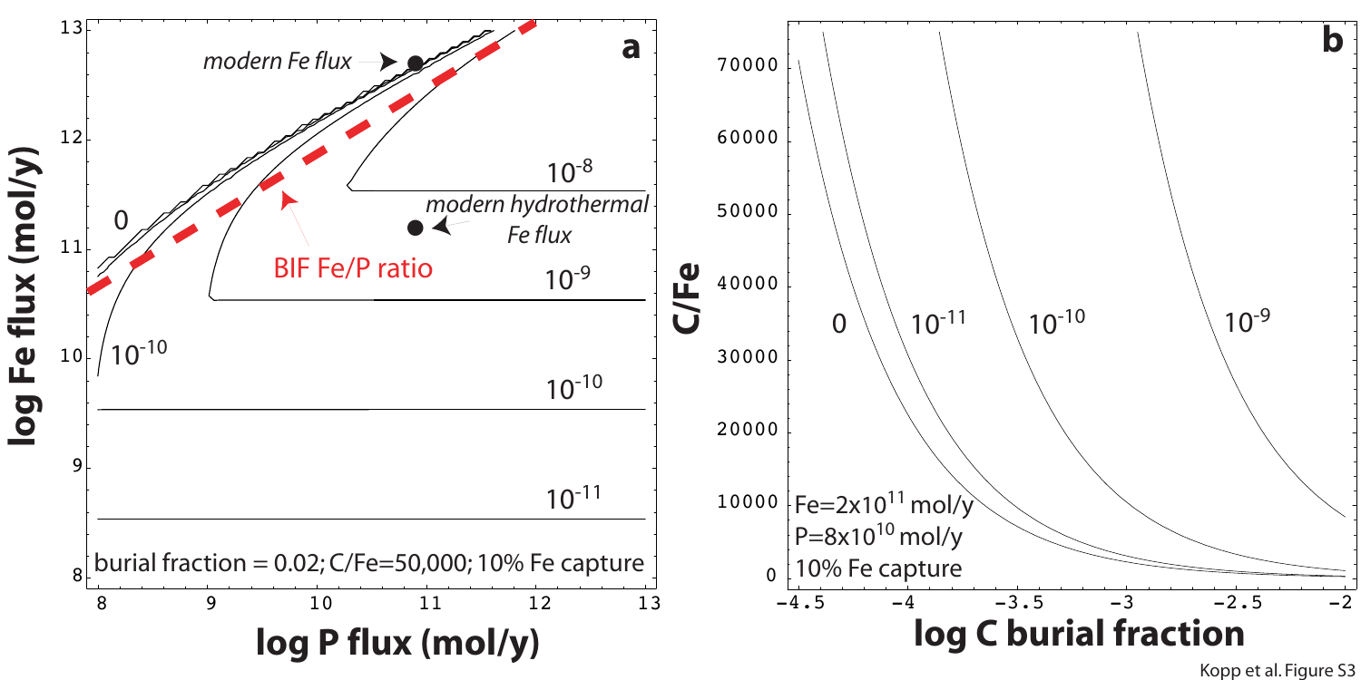a

log Fe flux (mol/y)

log P flux (mol/y)

modern Fe flux

modern hydrothermal Fe flux

BIF Fe/P ratio

0

$10^{-10}$

$10^{-8}$

$10^{-9}$

$10^{-10}$

$10^{-11}$

burial fraction = 0.02; C/Fe=50,000; 10% Fe capture

b

C/Fe

log C burial fraction

0

$10^{-11}$

$10^{-10}$

$10^{-9}$

Fe=$2\times10^{11}$ mol/y

P=$8\times10^{10}$ mol/y

10% Fe capture

Kopp et al. Figure S3